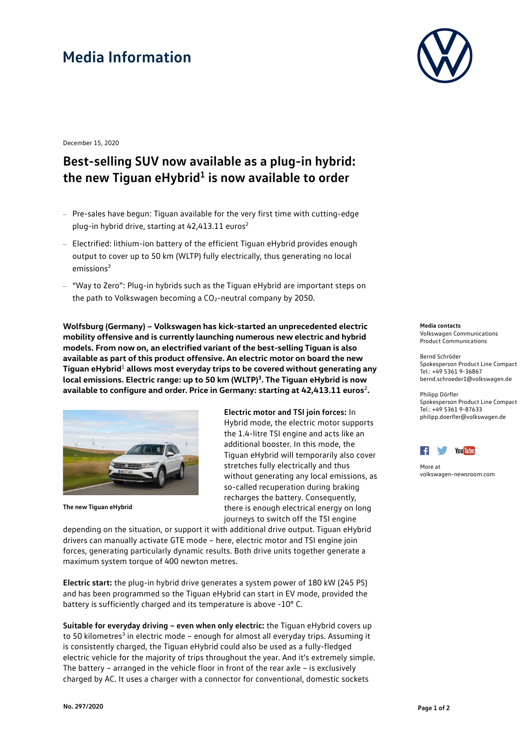# Media Information

December 15, 2020

## Best-selling SUV now available as a plug-in hybrid: the new Tiguan eHybrid[1] is now available to order

- Pre-sales have begun: Tiguan available for the very first time with cutting-edge plug-in hybrid drive, starting at 42,413.11 euros[2]
- Electrified: lithium-ion battery of the efficient Tiguan eHybrid provides enough output to cover up to 50 km (WLTP) fully electrically, thus generating no local emissions[3]
- "Way to Zero": Plug-in hybrids such as the Tiguan eHybrid are important steps on the path to Volkswagen becoming a $CO_2$-neutral company by 2050.

**Wolfsburg (Germany) – Volkswagen has kick-started an unprecedented electric mobility offensive and is currently launching numerous new electric and hybrid models. From now on, an electrified variant of the best-selling Tiguan is also available as part of this product offensive. An electric motor on board the new Tiguan eHybrid[1] allows most everyday trips to be covered without generating any local emissions. Electric range: up to 50 km (WLTP)[3]. The Tiguan eHybrid is now available to configure and order. Price in Germany: starting at 42,413.11 euros[2].**

The new Tiguan eHybrid

**Electric motor and TSI join forces:** In Hybrid mode, the electric motor supports the 1.4-litre TSI engine and acts like an additional booster. In this mode, the Tiguan eHybrid will temporarily also cover stretches fully electrically and thus without generating any local emissions, as so-called recuperation during braking recharges the battery. Consequently, there is enough electrical energy on long journeys to switch off the TSI engine depending on the situation, or support it with additional drive output. Tiguan eHybrid drivers can manually activate GTE mode – here, electric motor and TSI engine join forces, generating particularly dynamic results. Both drive units together generate a maximum system torque of 400 newton metres.

**Electric start:** the plug-in hybrid drive generates a system power of 180 kW (245 PS) and has been programmed so the Tiguan eHybrid can start in EV mode, provided the battery is sufficiently charged and its temperature is above -10° C.

**Suitable for everyday driving – even when only electric:** the Tiguan eHybrid covers up to 50 kilometres[3] in electric mode – enough for almost all everyday trips. Assuming it is consistently charged, the Tiguan eHybrid could also be used as a fully-fledged electric vehicle for the majority of trips throughout the year. And it's extremely simple. The battery – arranged in the vehicle floor in front of the rear axle – is exclusively charged by AC. It uses a charger with a connector for conventional, domestic sockets

**Media contacts**
Volkswagen Communications
Product Communications

Bernd Schröder
Spokesperson Product Line Compact
Tel.: +49 5361 9-36867
bernd.schroeder1@volkswagen.de

Philipp Dörfler
Spokesperson Product Line Compact
Tel.: +49 5361 9-87633
philipp.doerfler@volkswagen.de

More at
volkswagen-newsroom.com

No. 297/2020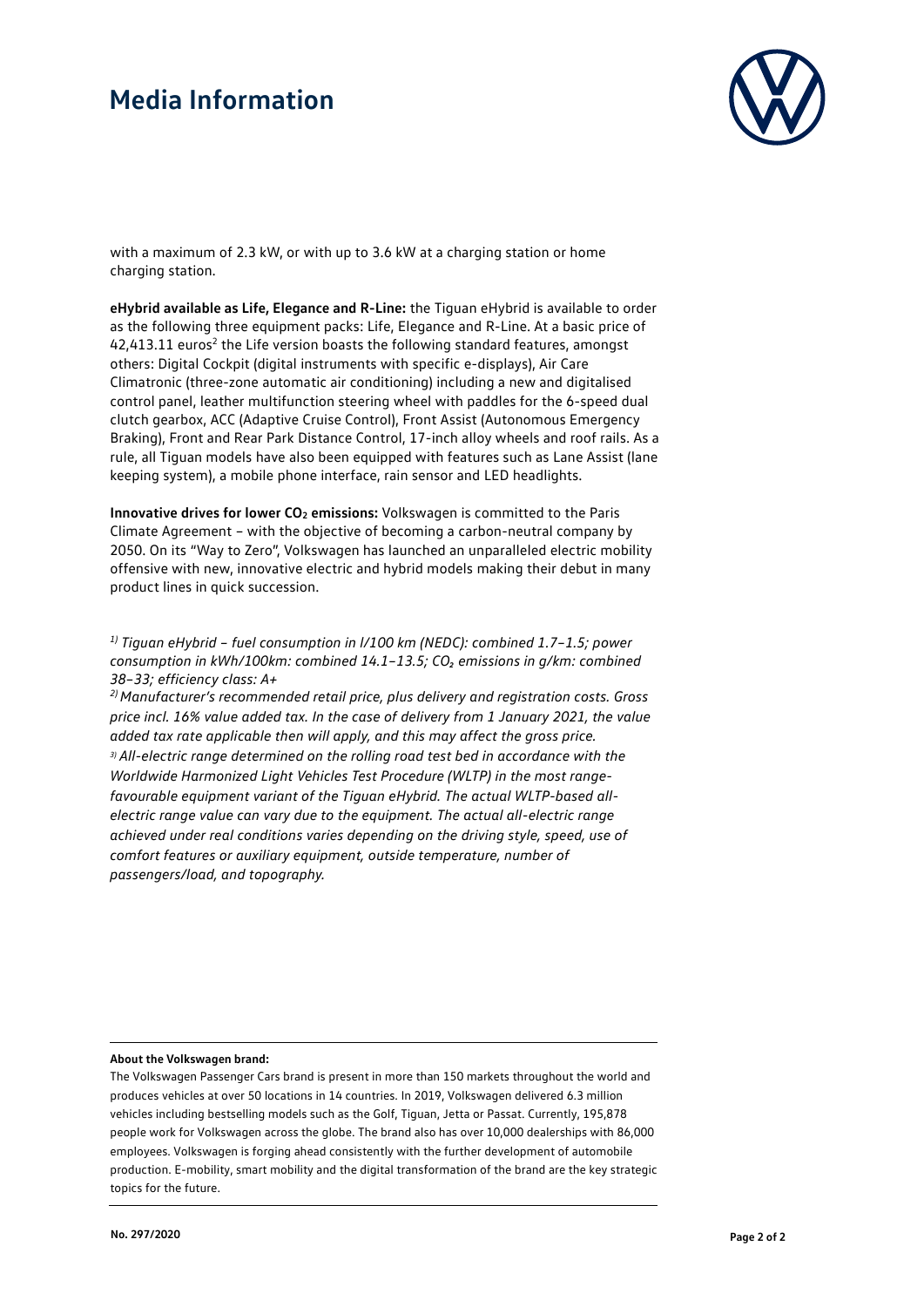with a maximum of 2.3 kW, or with up to 3.6 kW at a charging station or home charging station.

**eHybrid available as Life, Elegance and R-Line:** the Tiguan eHybrid is available to order as the following three equipment packs: Life, Elegance and R-Line. At a basic price of 42,413.11 euros[2] the Life version boasts the following standard features, amongst others: Digital Cockpit (digital instruments with specific e-displays), Air Care Climatronic (three-zone automatic air conditioning) including a new and digitalised control panel, leather multifunction steering wheel with paddles for the 6-speed dual clutch gearbox, ACC (Adaptive Cruise Control), Front Assist (Autonomous Emergency Braking), Front and Rear Park Distance Control, 17-inch alloy wheels and roof rails. As a rule, all Tiguan models have also been equipped with features such as Lane Assist (lane keeping system), a mobile phone interface, rain sensor and LED headlights.

**Innovative drives for lower $CO_2$ emissions:** Volkswagen is committed to the Paris Climate Agreement – with the objective of becoming a carbon-neutral company by 2050. On its "Way to Zero", Volkswagen has launched an unparalleled electric mobility offensive with new, innovative electric and hybrid models making their debut in many product lines in quick succession.

*[1] Tiguan eHybrid – fuel consumption in l/100 km (NEDC): combined 1.7–1.5; power consumption in kWh/100km: combined 14.1–13.5; $CO_2$ emissions in g/km: combined 38–33; efficiency class: A+*

*[2] Manufacturer's recommended retail price, plus delivery and registration costs. Gross price incl. 16% value added tax. In the case of delivery from 1 January 2021, the value added tax rate applicable then will apply, and this may affect the gross price.*

*[3] All-electric range determined on the rolling road test bed in accordance with the Worldwide Harmonized Light Vehicles Test Procedure (WLTP) in the most range-favourable equipment variant of the Tiguan eHybrid. The actual WLTP-based all-electric range value can vary due to the equipment. The actual all-electric range achieved under real conditions varies depending on the driving style, speed, use of comfort features or auxiliary equipment, outside temperature, number of passengers/load, and topography.*

---

**About the Volkswagen brand:**

The Volkswagen Passenger Cars brand is present in more than 150 markets throughout the world and produces vehicles at over 50 locations in 14 countries. In 2019, Volkswagen delivered 6.3 million vehicles including bestselling models such as the Golf, Tiguan, Jetta or Passat. Currently, 195,878 people work for Volkswagen across the globe. The brand also has over 10,000 dealerships with 86,000 employees. Volkswagen is forging ahead consistently with the further development of automobile production. E-mobility, smart mobility and the digital transformation of the brand are the key strategic topics for the future.

---

**No. 297/2020**